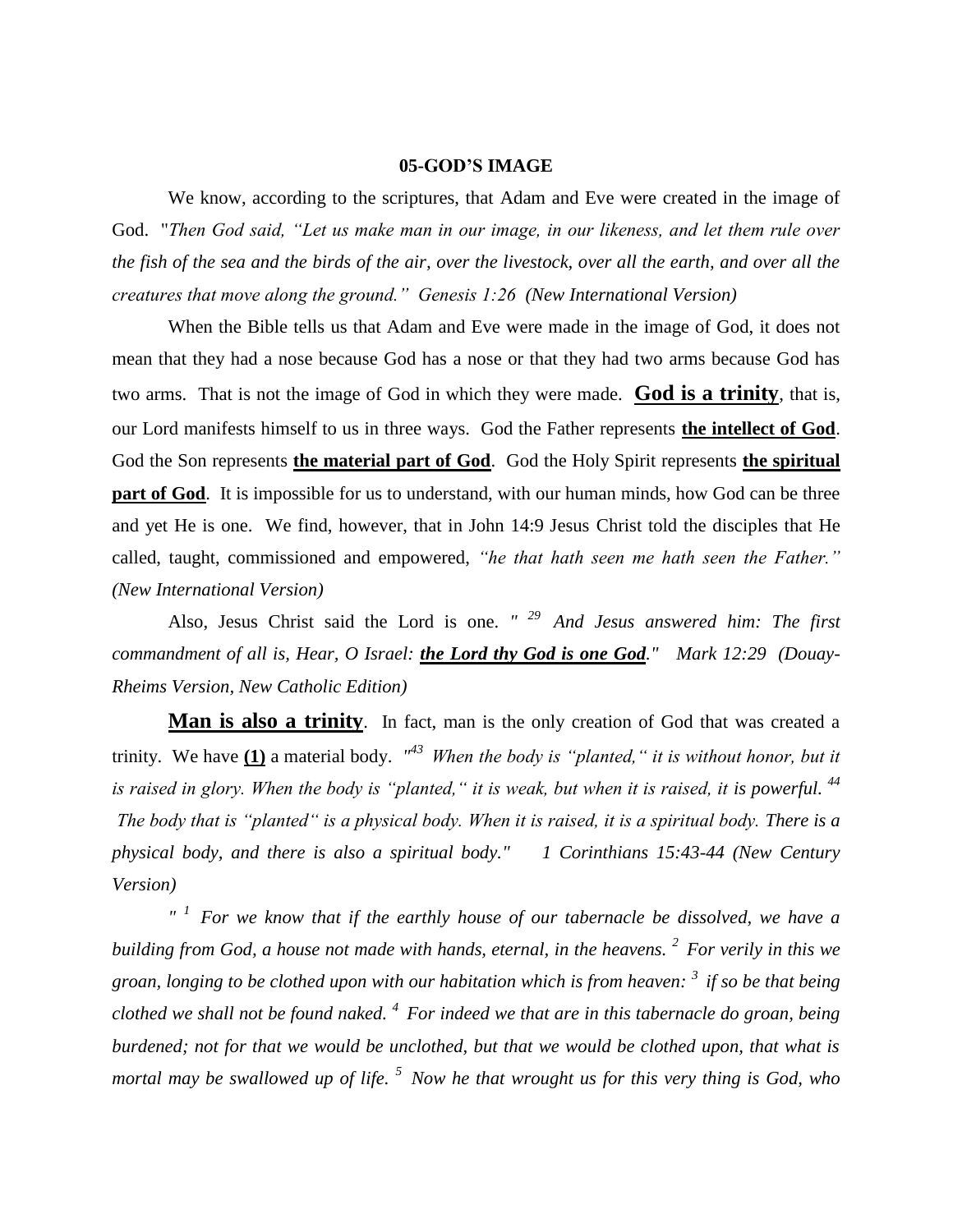**05-GOD'S IMAGE**

We know, according to the scriptures, that Adam and Eve were created in the image of God. "*Then God said, "Let us make man in our image, in our likeness, and let them rule over the fish of the sea and the birds of the air, over the livestock, over all the earth, and over all the creatures that move along the ground." Genesis 1:26 (New International Version)*

When the Bible tells us that Adam and Eve were made in the image of God, it does not mean that they had a nose because God has a nose or that they had two arms because God has two arms. That is not the image of God in which they were made. **<u>God is a trinity</u>**, that is, our Lord manifests himself to us in three ways. God the Father represents **<u>the intellect of God</u>**. God the Son represents **<u>the material part of God</u>**. God the Holy Spirit represents **<u>the spiritual part of God</u>**. It is impossible for us to understand, with our human minds, how God can be three and yet He is one. We find, however, that in John 14:9 Jesus Christ told the disciples that He called, taught, commissioned and empowered, *"he that hath seen me hath seen the Father." (New International Version)*

Also, Jesus Christ said the Lord is one. *" [29] And Jesus answered him: The first commandment of all is, Hear, O Israel: **<u>the Lord thy God is one God</u>**." Mark 12:29 (Douay-Rheims Version, New Catholic Edition)*

**<u>Man is also a trinity</u>**. In fact, man is the only creation of God that was created a trinity. We have **<u>(1)</u>** a material body. *"[43] When the body is "planted," it is without honor, but it is raised in glory. When the body is "planted," it is weak, but when it is raised, it is powerful. [44] The body that is "planted" is a physical body. When it is raised, it is a spiritual body. There is a physical body, and there is also a spiritual body." 1 Corinthians 15:43-44 (New Century Version)*

*" [1] For we know that if the earthly house of our tabernacle be dissolved, we have a building from God, a house not made with hands, eternal, in the heavens. [2] For verily in this we groan, longing to be clothed upon with our habitation which is from heaven: [3] if so be that being clothed we shall not be found naked. [4] For indeed we that are in this tabernacle do groan, being burdened; not for that we would be unclothed, but that we would be clothed upon, that what is mortal may be swallowed up of life. [5] Now he that wrought us for this very thing is God, who*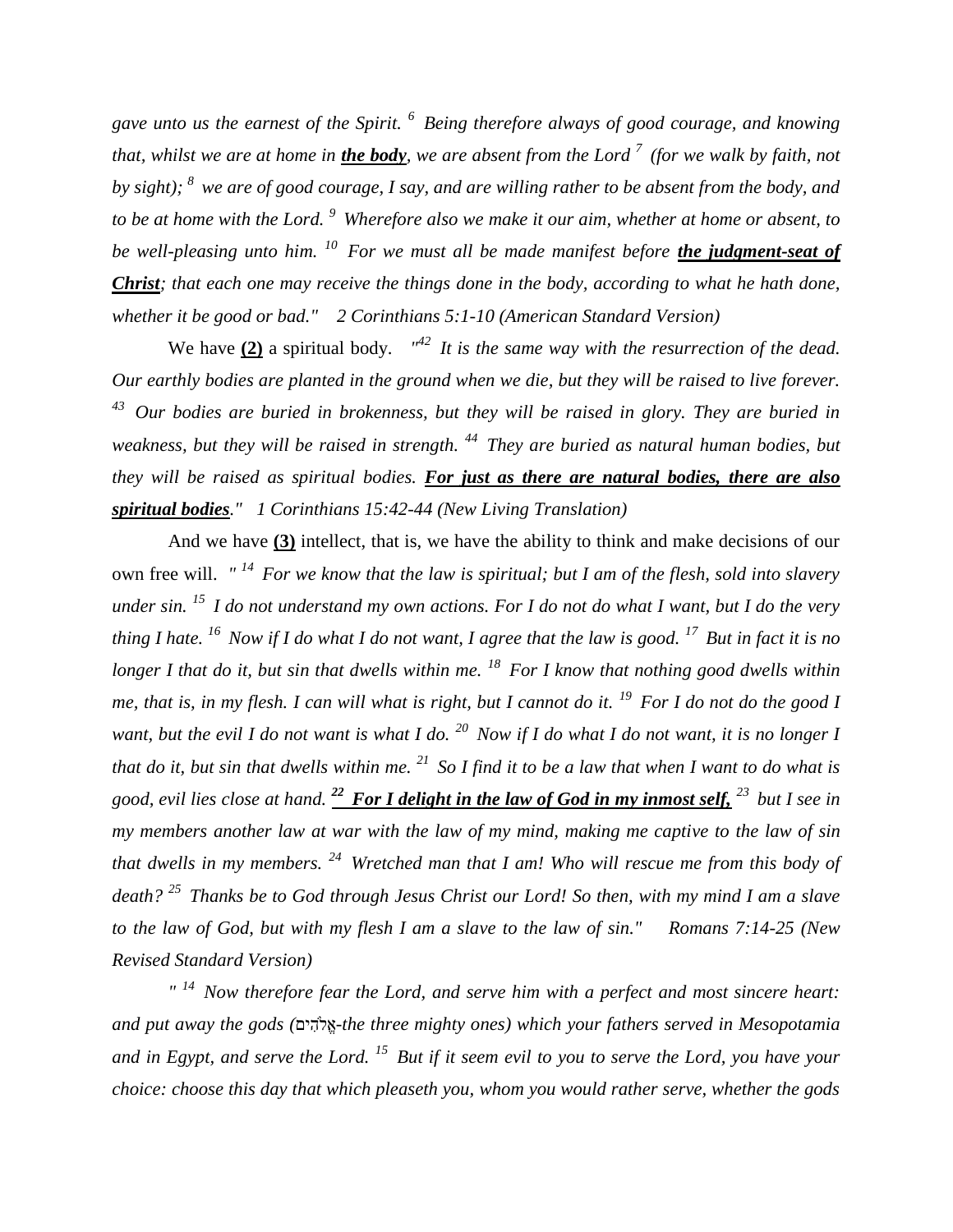*gave unto us the earnest of the Spirit.* [6] *Being therefore always of good courage, and knowing that, whilst we are at home in **<u>the body</u>**, we are absent from the Lord* [7] *(for we walk by faith, not by sight);* [8] *we are of good courage, I say, and are willing rather to be absent from the body, and to be at home with the Lord.* [9] *Wherefore also we make it our aim, whether at home or absent, to be well-pleasing unto him.* [10] *For we must all be made manifest before **<u>the judgment-seat of Christ</u>**; that each one may receive the things done in the body, according to what he hath done, whether it be good or bad." 2 Corinthians 5:1-10 (American Standard Version)*

We have **<u>(2)</u>** a spiritual body. *"*[42] *It is the same way with the resurrection of the dead. Our earthly bodies are planted in the ground when we die, but they will be raised to live forever.* [43] *Our bodies are buried in brokenness, but they will be raised in glory. They are buried in weakness, but they will be raised in strength.* [44] *They are buried as natural human bodies, but they will be raised as spiritual bodies. **<u>For just as there are natural bodies, there are also spiritual bodies</u>**." 1 Corinthians 15:42-44 (New Living Translation)*

And we have **<u>(3)</u>** intellect, that is, we have the ability to think and make decisions of our own free will. *"* [14] *For we know that the law is spiritual; but I am of the flesh, sold into slavery under sin.* [15] *I do not understand my own actions. For I do not do what I want, but I do the very thing I hate.* [16] *Now if I do what I do not want, I agree that the law is good.* [17] *But in fact it is no longer I that do it, but sin that dwells within me.* [18] *For I know that nothing good dwells within me, that is, in my flesh. I can will what is right, but I cannot do it.* [19] *For I do not do the good I want, but the evil I do not want is what I do.* [20] *Now if I do what I do not want, it is no longer I that do it, but sin that dwells within me.* [21] *So I find it to be a law that when I want to do what is good, evil lies close at hand.* **<u>[22] *For I delight in the law of God in my inmost self,*</u>** [23] *but I see in my members another law at war with the law of my mind, making me captive to the law of sin that dwells in my members.* [24] *Wretched man that I am! Who will rescue me from this body of death?* [25] *Thanks be to God through Jesus Christ our Lord! So then, with my mind I am a slave to the law of God, but with my flesh I am a slave to the law of sin." Romans 7:14-25 (New Revised Standard Version)*

*"* [14] *Now therefore fear the Lord, and serve him with a perfect and most sincere heart: and put away the gods (אֱלֹהִים-the three mighty ones) which your fathers served in Mesopotamia and in Egypt, and serve the Lord.* [15] *But if it seem evil to you to serve the Lord, you have your choice: choose this day that which pleaseth you, whom you would rather serve, whether the gods*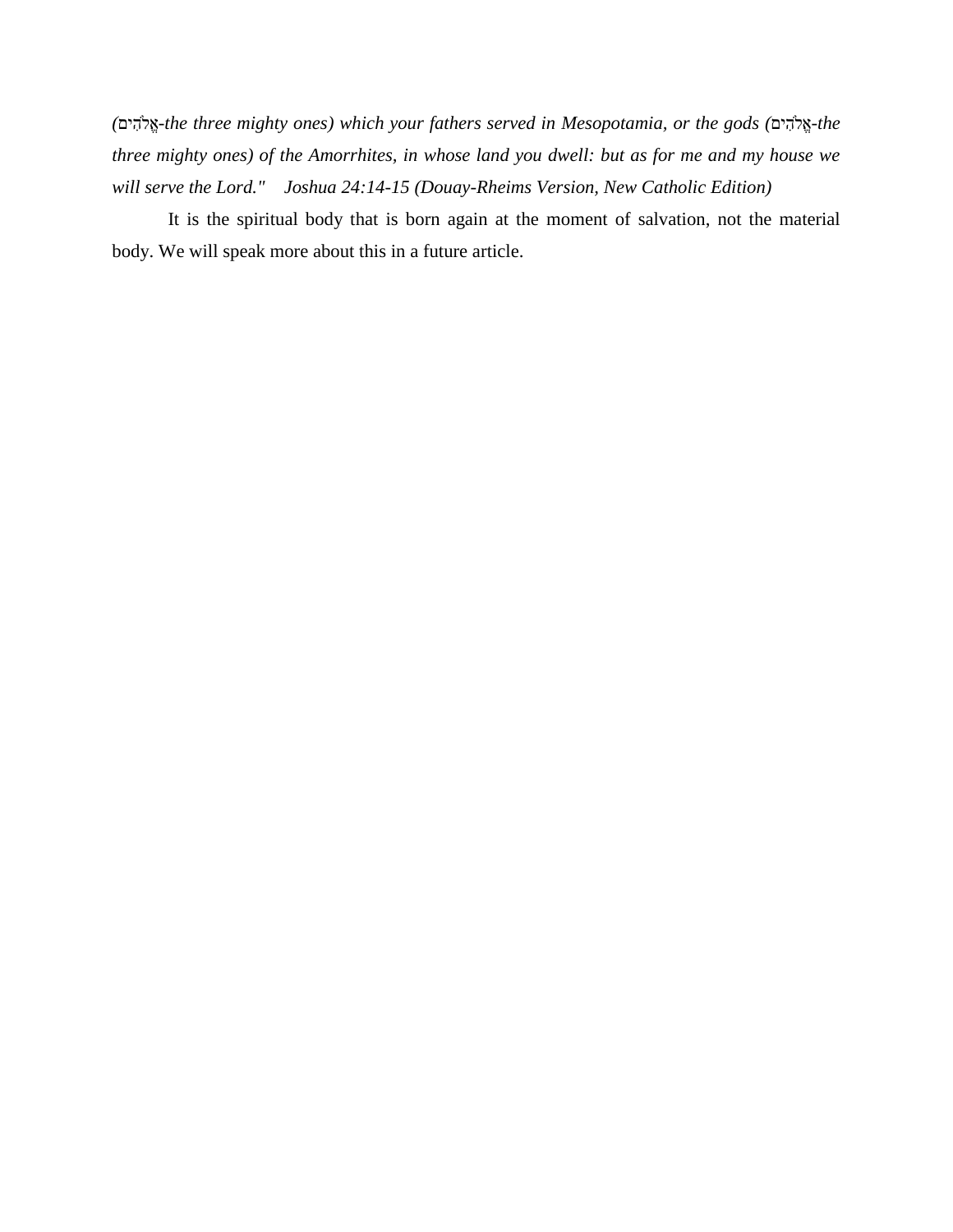*(אֱלֹהִים-the three mighty ones) which your fathers served in Mesopotamia, or the gods (אֱלֹהִים-the three mighty ones) of the Amorrhites, in whose land you dwell: but as for me and my house we will serve the Lord."    Joshua 24:14-15 (Douay-Rheims Version, New Catholic Edition)*

It is the spiritual body that is born again at the moment of salvation, not the material body. We will speak more about this in a future article.